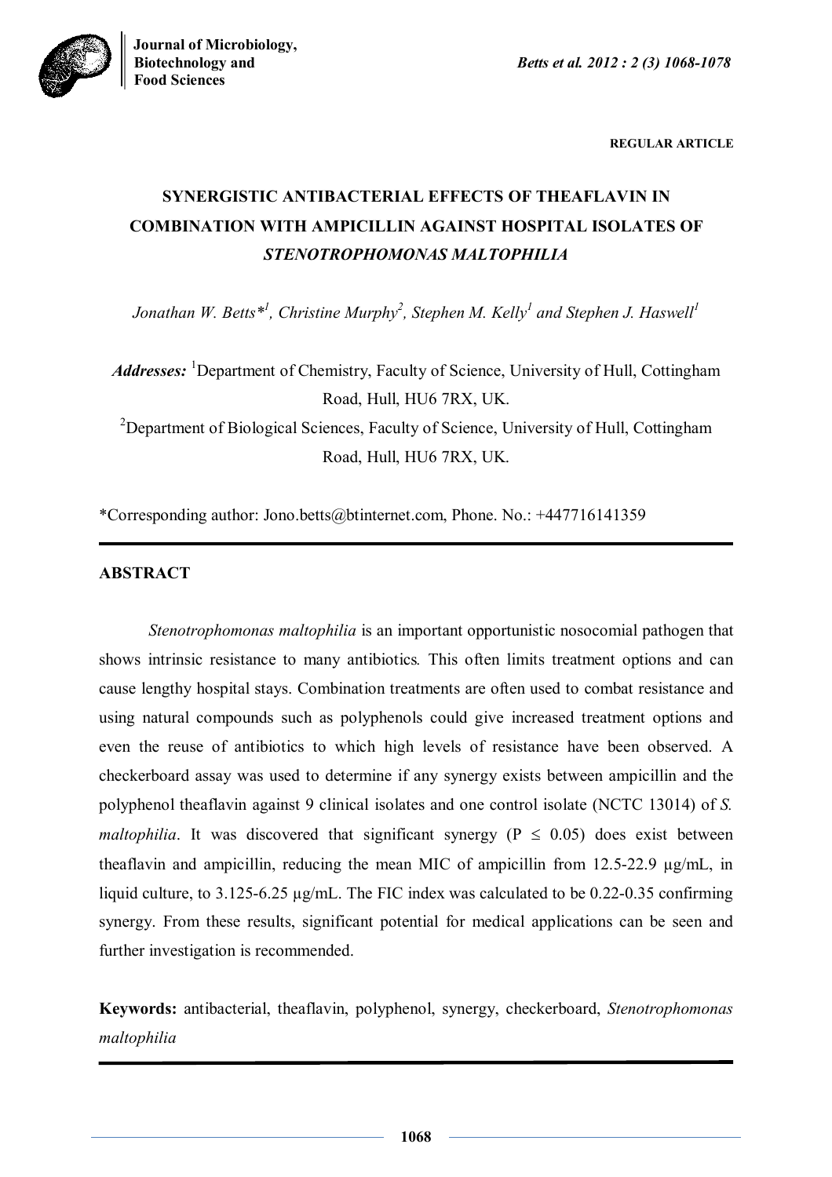REGULAR ARTICLE

# SYNERGISTIC ANTIBACTERIAL EFFECTS OF THEAFLAVIN IN COMBINATION WITH AMPICILLIN AGAINST HOSPITAL ISOLATES OF *STENOTROPHOMONAS MALTOPHILIA*

*Jonathan W. Betts*[1], Christine Murphy[2], Stephen M. Kelly[1] and Stephen J. Haswell[1]*

***Addresses:*** [1]Department of Chemistry, Faculty of Science, University of Hull, Cottingham Road, Hull, HU6 7RX, UK.

[2]Department of Biological Sciences, Faculty of Science, University of Hull, Cottingham Road, Hull, HU6 7RX, UK.

*Corresponding author: Jono.betts@btinternet.com, Phone. No.: +447716141359

## ABSTRACT

*Stenotrophomonas maltophilia* is an important opportunistic nosocomial pathogen that shows intrinsic resistance to many antibiotics. This often limits treatment options and can cause lengthy hospital stays. Combination treatments are often used to combat resistance and using natural compounds such as polyphenols could give increased treatment options and even the reuse of antibiotics to which high levels of resistance have been observed. A checkerboard assay was used to determine if any synergy exists between ampicillin and the polyphenol theaflavin against 9 clinical isolates and one control isolate (NCTC 13014) of *S. maltophilia*. It was discovered that significant synergy ($P \leq 0.05$) does exist between theaflavin and ampicillin, reducing the mean MIC of ampicillin from 12.5-22.9 µg/mL, in liquid culture, to 3.125-6.25 µg/mL. The FIC index was calculated to be 0.22-0.35 confirming synergy. From these results, significant potential for medical applications can be seen and further investigation is recommended.

**Keywords:** antibacterial, theaflavin, polyphenol, synergy, checkerboard, *Stenotrophomonas maltophilia*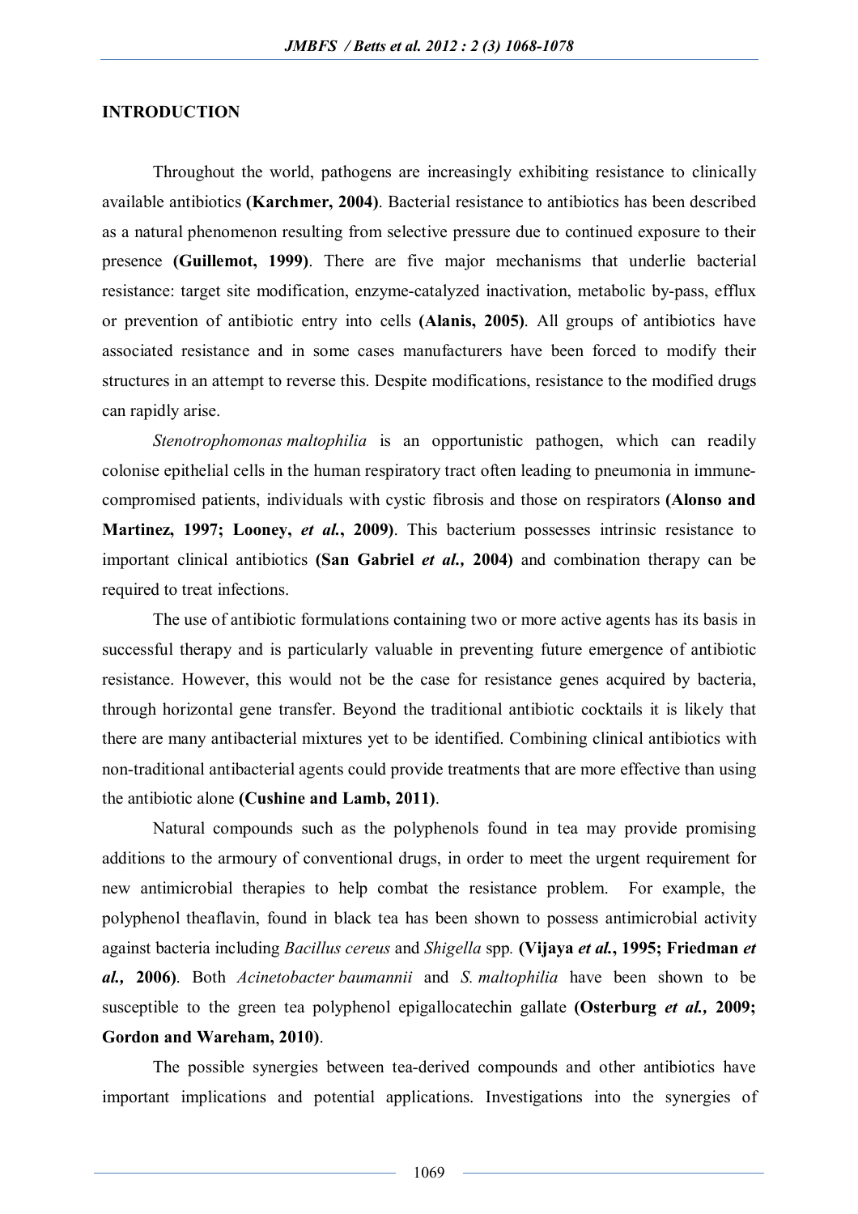## INTRODUCTION

Throughout the world, pathogens are increasingly exhibiting resistance to clinically available antibiotics **(Karchmer, 2004)**. Bacterial resistance to antibiotics has been described as a natural phenomenon resulting from selective pressure due to continued exposure to their presence **(Guillemot, 1999)**. There are five major mechanisms that underlie bacterial resistance: target site modification, enzyme-catalyzed inactivation, metabolic by-pass, efflux or prevention of antibiotic entry into cells **(Alanis, 2005)**. All groups of antibiotics have associated resistance and in some cases manufacturers have been forced to modify their structures in an attempt to reverse this. Despite modifications, resistance to the modified drugs can rapidly arise.

*Stenotrophomonas maltophilia* is an opportunistic pathogen, which can readily colonise epithelial cells in the human respiratory tract often leading to pneumonia in immune-compromised patients, individuals with cystic fibrosis and those on respirators **(Alonso and Martinez, 1997; Looney, *et al.*, 2009)**. This bacterium possesses intrinsic resistance to important clinical antibiotics **(San Gabriel *et al.,* 2004)** and combination therapy can be required to treat infections.

The use of antibiotic formulations containing two or more active agents has its basis in successful therapy and is particularly valuable in preventing future emergence of antibiotic resistance. However, this would not be the case for resistance genes acquired by bacteria, through horizontal gene transfer. Beyond the traditional antibiotic cocktails it is likely that there are many antibacterial mixtures yet to be identified. Combining clinical antibiotics with non-traditional antibacterial agents could provide treatments that are more effective than using the antibiotic alone **(Cushine and Lamb, 2011)**.

Natural compounds such as the polyphenols found in tea may provide promising additions to the armoury of conventional drugs, in order to meet the urgent requirement for new antimicrobial therapies to help combat the resistance problem. For example, the polyphenol theaflavin, found in black tea has been shown to possess antimicrobial activity against bacteria including *Bacillus cereus* and *Shigella* spp. **(Vijaya *et al.*, 1995; Friedman *et al.,* 2006)**. Both *Acinetobacter baumannii* and *S. maltophilia* have been shown to be susceptible to the green tea polyphenol epigallocatechin gallate **(Osterburg *et al.,* 2009; Gordon and Wareham, 2010)**.

The possible synergies between tea-derived compounds and other antibiotics have important implications and potential applications. Investigations into the synergies of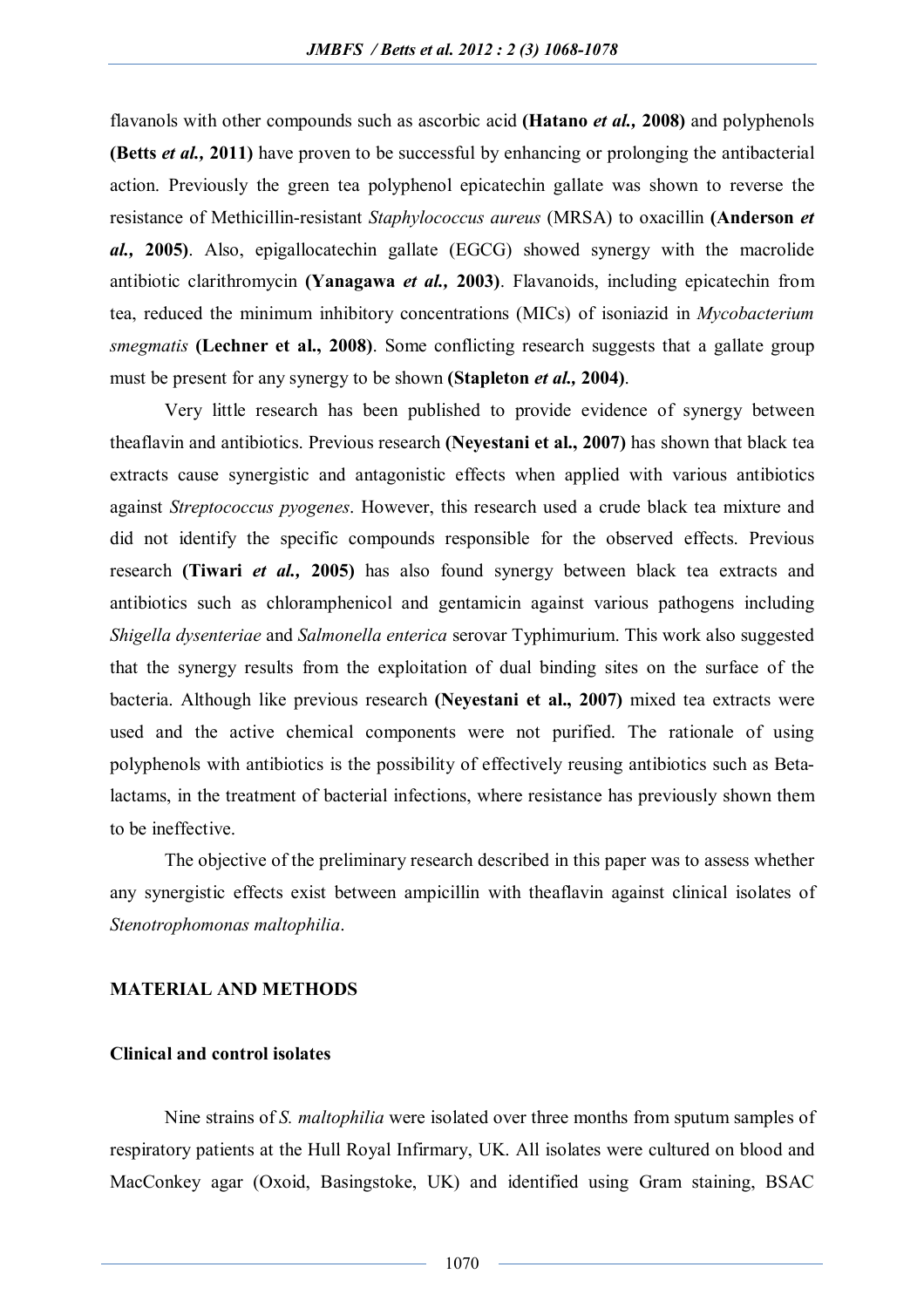flavanols with other compounds such as ascorbic acid **(Hatano *et al.,* 2008)** and polyphenols **(Betts *et al.,* 2011)** have proven to be successful by enhancing or prolonging the antibacterial action. Previously the green tea polyphenol epicatechin gallate was shown to reverse the resistance of Methicillin-resistant *Staphylococcus aureus* (MRSA) to oxacillin **(Anderson *et al.,* 2005)**. Also, epigallocatechin gallate (EGCG) showed synergy with the macrolide antibiotic clarithromycin **(Yanagawa *et al.,* 2003)**. Flavanoids, including epicatechin from tea, reduced the minimum inhibitory concentrations (MICs) of isoniazid in *Mycobacterium smegmatis* **(Lechner et al., 2008)**. Some conflicting research suggests that a gallate group must be present for any synergy to be shown **(Stapleton *et al.,* 2004)**.

Very little research has been published to provide evidence of synergy between theaflavin and antibiotics. Previous research **(Neyestani et al., 2007)** has shown that black tea extracts cause synergistic and antagonistic effects when applied with various antibiotics against *Streptococcus pyogenes*. However, this research used a crude black tea mixture and did not identify the specific compounds responsible for the observed effects. Previous research **(Tiwari *et al.,* 2005)** has also found synergy between black tea extracts and antibiotics such as chloramphenicol and gentamicin against various pathogens including *Shigella dysenteriae* and *Salmonella enterica* serovar Typhimurium. This work also suggested that the synergy results from the exploitation of dual binding sites on the surface of the bacteria. Although like previous research **(Neyestani et al., 2007)** mixed tea extracts were used and the active chemical components were not purified. The rationale of using polyphenols with antibiotics is the possibility of effectively reusing antibiotics such as Beta-lactams, in the treatment of bacterial infections, where resistance has previously shown them to be ineffective.

The objective of the preliminary research described in this paper was to assess whether any synergistic effects exist between ampicillin with theaflavin against clinical isolates of *Stenotrophomonas maltophilia*.

## MATERIAL AND METHODS

### Clinical and control isolates

Nine strains of *S. maltophilia* were isolated over three months from sputum samples of respiratory patients at the Hull Royal Infirmary, UK. All isolates were cultured on blood and MacConkey agar (Oxoid, Basingstoke, UK) and identified using Gram staining, BSAC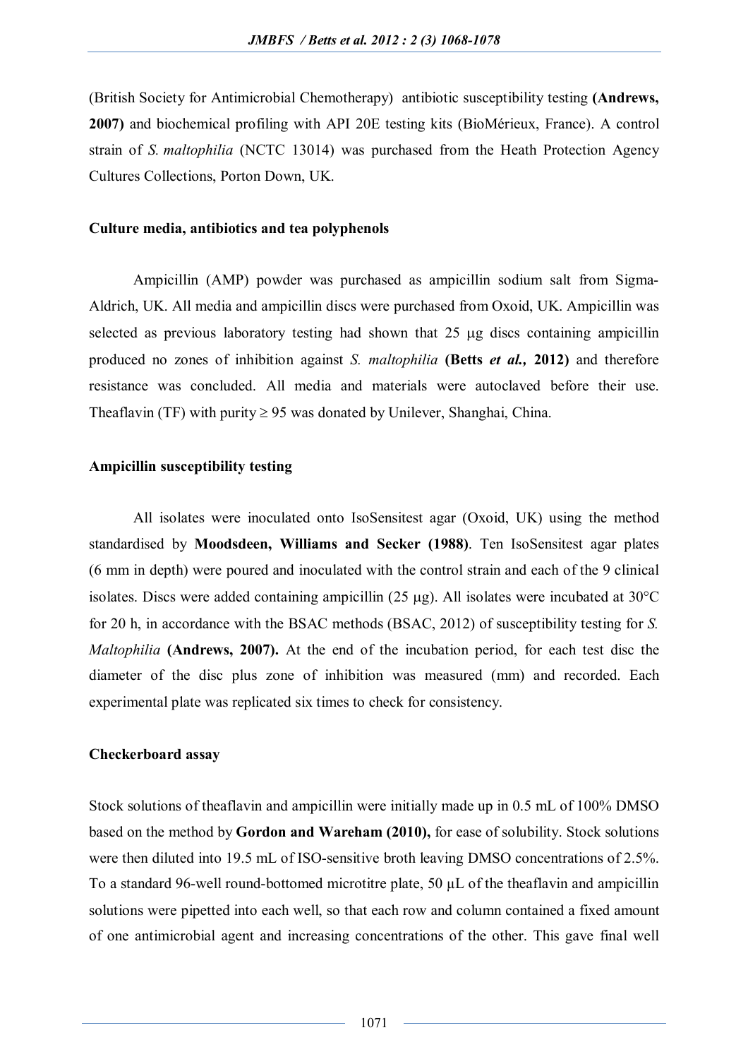(British Society for Antimicrobial Chemotherapy) antibiotic susceptibility testing **(Andrews, 2007)** and biochemical profiling with API 20E testing kits (BioMérieux, France). A control strain of *S. maltophilia* (NCTC 13014) was purchased from the Heath Protection Agency Cultures Collections, Porton Down, UK.

### Culture media, antibiotics and tea polyphenols

Ampicillin (AMP) powder was purchased as ampicillin sodium salt from Sigma-Aldrich, UK. All media and ampicillin discs were purchased from Oxoid, UK. Ampicillin was selected as previous laboratory testing had shown that 25 μg discs containing ampicillin produced no zones of inhibition against *S. maltophilia* **(Betts *et al.*, 2012)** and therefore resistance was concluded. All media and materials were autoclaved before their use. Theaflavin (TF) with purity ≥ 95 was donated by Unilever, Shanghai, China.

### Ampicillin susceptibility testing

All isolates were inoculated onto IsoSensitest agar (Oxoid, UK) using the method standardised by **Moodsdeen, Williams and Secker (1988)**. Ten IsoSensitest agar plates (6 mm in depth) were poured and inoculated with the control strain and each of the 9 clinical isolates. Discs were added containing ampicillin (25 μg). All isolates were incubated at 30°C for 20 h, in accordance with the BSAC methods (BSAC, 2012) of susceptibility testing for *S. Maltophilia* **(Andrews, 2007).** At the end of the incubation period, for each test disc the diameter of the disc plus zone of inhibition was measured (mm) and recorded. Each experimental plate was replicated six times to check for consistency.

### Checkerboard assay

Stock solutions of theaflavin and ampicillin were initially made up in 0.5 mL of 100% DMSO based on the method by **Gordon and Wareham (2010),** for ease of solubility. Stock solutions were then diluted into 19.5 mL of ISO-sensitive broth leaving DMSO concentrations of 2.5%. To a standard 96-well round-bottomed microtitre plate, 50 μL of the theaflavin and ampicillin solutions were pipetted into each well, so that each row and column contained a fixed amount of one antimicrobial agent and increasing concentrations of the other. This gave final well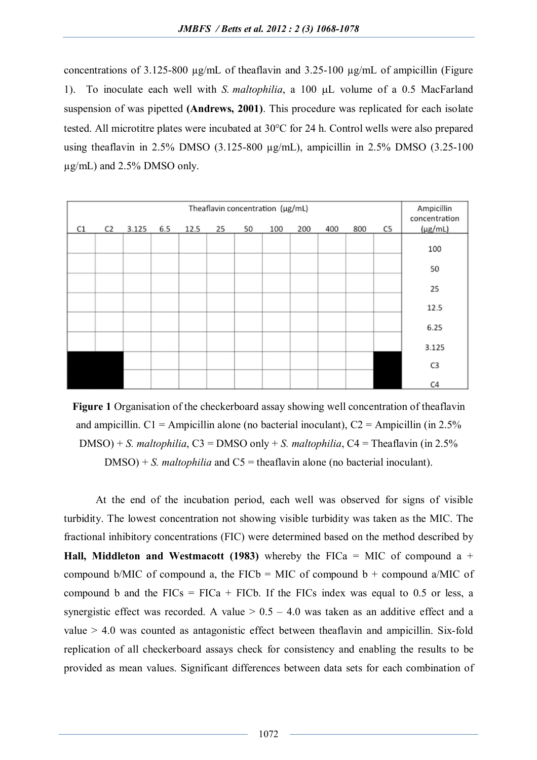concentrations of 3.125-800 µg/mL of theaflavin and 3.25-100 µg/mL of ampicillin (Figure 1). To inoculate each well with *S. maltophilia*, a 100 µL volume of a 0.5 MacFarland suspension of was pipetted **(Andrews, 2001)**. This procedure was replicated for each isolate tested. All microtitre plates were incubated at 30°C for 24 h. Control wells were also prepared using theaflavin in 2.5% DMSO (3.125-800 µg/mL), ampicillin in 2.5% DMSO (3.25-100 µg/mL) and 2.5% DMSO only.

| Theaflavin concentration (µg/mL) | | | | | | | | | | | | Ampicillin concentration (µg/mL) |
|---|---|---|---|---|---|---|---|---|---|---|---|---|
| C1 | C2 | 3.125 | 6.5 | 12.5 | 25 | 50 | 100 | 200 | 400 | 800 | C5 | |
| | | | | | | | | | | | | 100 |
| | | | | | | | | | | | | 50 |
| | | | | | | | | | | | | 25 |
| | | | | | | | | | | | | 12.5 |
| | | | | | | | | | | | | 6.25 |
| | | | | | | | | | | | | 3.125 |
| ■ | ■ | | | | | | | | | | ■ | C3 |
| ■ | ■ | | | | | | | | | | ■ | C4 |

**Figure 1** Organisation of the checkerboard assay showing well concentration of theaflavin and ampicillin. C1 = Ampicillin alone (no bacterial inoculant), C2 = Ampicillin (in 2.5% DMSO) + *S. maltophilia*, C3 = DMSO only + *S. maltophilia*, C4 = Theaflavin (in 2.5% DMSO) + *S. maltophilia* and C5 = theaflavin alone (no bacterial inoculant).

At the end of the incubation period, each well was observed for signs of visible turbidity. The lowest concentration not showing visible turbidity was taken as the MIC. The fractional inhibitory concentrations (FIC) were determined based on the method described by **Hall, Middleton and Westmacott (1983)** whereby the FICa = MIC of compound a + compound b/MIC of compound a, the FICb = MIC of compound b + compound a/MIC of compound b and the FICs = FICa + FICb. If the FICs index was equal to 0.5 or less, a synergistic effect was recorded. A value > 0.5 – 4.0 was taken as an additive effect and a value > 4.0 was counted as antagonistic effect between theaflavin and ampicillin. Six-fold replication of all checkerboard assays check for consistency and enabling the results to be provided as mean values. Significant differences between data sets for each combination of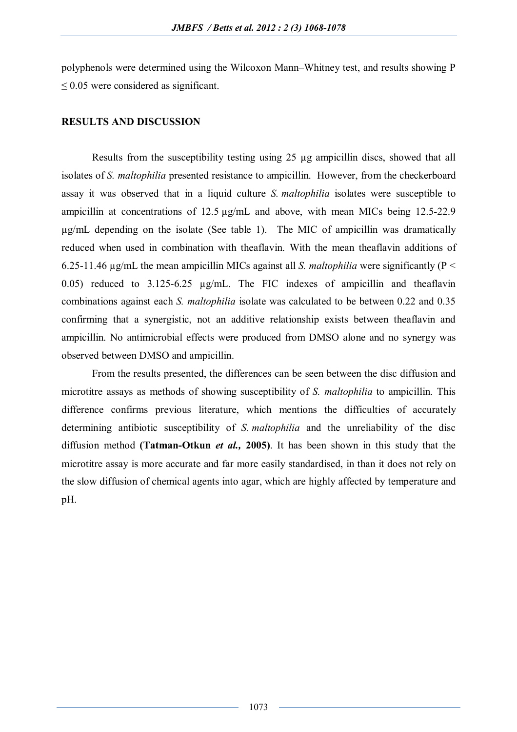polyphenols were determined using the Wilcoxon Mann–Whitney test, and results showing $P \leq 0.05$ were considered as significant.

## RESULTS AND DISCUSSION

Results from the susceptibility testing using 25 µg ampicillin discs, showed that all isolates of *S. maltophilia* presented resistance to ampicillin. However, from the checkerboard assay it was observed that in a liquid culture *S. maltophilia* isolates were susceptible to ampicillin at concentrations of 12.5 µg/mL and above, with mean MICs being 12.5-22.9 µg/mL depending on the isolate (See table 1). The MIC of ampicillin was dramatically reduced when used in combination with theaflavin. With the mean theaflavin additions of 6.25-11.46 µg/mL the mean ampicillin MICs against all *S. maltophilia* were significantly ($P < 0.05$) reduced to 3.125-6.25 µg/mL. The FIC indexes of ampicillin and theaflavin combinations against each *S. maltophilia* isolate was calculated to be between 0.22 and 0.35 confirming that a synergistic, not an additive relationship exists between theaflavin and ampicillin. No antimicrobial effects were produced from DMSO alone and no synergy was observed between DMSO and ampicillin.

From the results presented, the differences can be seen between the disc diffusion and microtitre assays as methods of showing susceptibility of *S. maltophilia* to ampicillin. This difference confirms previous literature, which mentions the difficulties of accurately determining antibiotic susceptibility of *S. maltophilia* and the unreliability of the disc diffusion method **(Tatman-Otkun *et al.*, 2005)**. It has been shown in this study that the microtitre assay is more accurate and far more easily standardised, in than it does not rely on the slow diffusion of chemical agents into agar, which are highly affected by temperature and pH.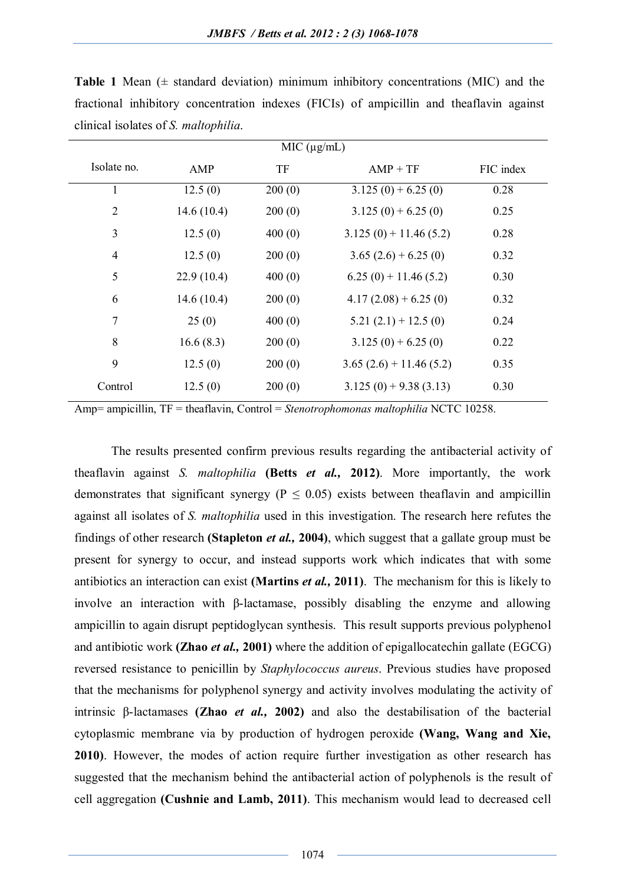**Table 1** Mean (± standard deviation) minimum inhibitory concentrations (MIC) and the fractional inhibitory concentration indexes (FICIs) of ampicillin and theaflavin against clinical isolates of *S. maltophilia*.

| | MIC (µg/mL) | | | |
|---|---|---|---|---|
| Isolate no. | AMP | TF | AMP + TF | FIC index |
| 1 | 12.5 (0) | 200 (0) | 3.125 (0) + 6.25 (0) | 0.28 |
| 2 | 14.6 (10.4) | 200 (0) | 3.125 (0) + 6.25 (0) | 0.25 |
| 3 | 12.5 (0) | 400 (0) | 3.125 (0) + 11.46 (5.2) | 0.28 |
| 4 | 12.5 (0) | 200 (0) | 3.65 (2.6) + 6.25 (0) | 0.32 |
| 5 | 22.9 (10.4) | 400 (0) | 6.25 (0) + 11.46 (5.2) | 0.30 |
| 6 | 14.6 (10.4) | 200 (0) | 4.17 (2.08) + 6.25 (0) | 0.32 |
| 7 | 25 (0) | 400 (0) | 5.21 (2.1) + 12.5 (0) | 0.24 |
| 8 | 16.6 (8.3) | 200 (0) | 3.125 (0) + 6.25 (0) | 0.22 |
| 9 | 12.5 (0) | 200 (0) | 3.65 (2.6) + 11.46 (5.2) | 0.35 |
| Control | 12.5 (0) | 200 (0) | 3.125 (0) + 9.38 (3.13) | 0.30 |

Amp= ampicillin, TF = theaflavin, Control = *Stenotrophomonas maltophilia* NCTC 10258.

The results presented confirm previous results regarding the antibacterial activity of theaflavin against *S. maltophilia* **(Betts *et al.,* 2012)**. More importantly, the work demonstrates that significant synergy ($P \leq 0.05$) exists between theaflavin and ampicillin against all isolates of *S. maltophilia* used in this investigation. The research here refutes the findings of other research **(Stapleton *et al.,* 2004)**, which suggest that a gallate group must be present for synergy to occur, and instead supports work which indicates that with some antibiotics an interaction can exist **(Martins *et al.,* 2011)**. The mechanism for this is likely to involve an interaction with β-lactamase, possibly disabling the enzyme and allowing ampicillin to again disrupt peptidoglycan synthesis. This result supports previous polyphenol and antibiotic work **(Zhao *et al.,* 2001)** where the addition of epigallocatechin gallate (EGCG) reversed resistance to penicillin by *Staphylococcus aureus*. Previous studies have proposed that the mechanisms for polyphenol synergy and activity involves modulating the activity of intrinsic β-lactamases **(Zhao *et al.,* 2002)** and also the destabilisation of the bacterial cytoplasmic membrane via by production of hydrogen peroxide **(Wang, Wang and Xie, 2010)**. However, the modes of action require further investigation as other research has suggested that the mechanism behind the antibacterial action of polyphenols is the result of cell aggregation **(Cushnie and Lamb, 2011)**. This mechanism would lead to decreased cell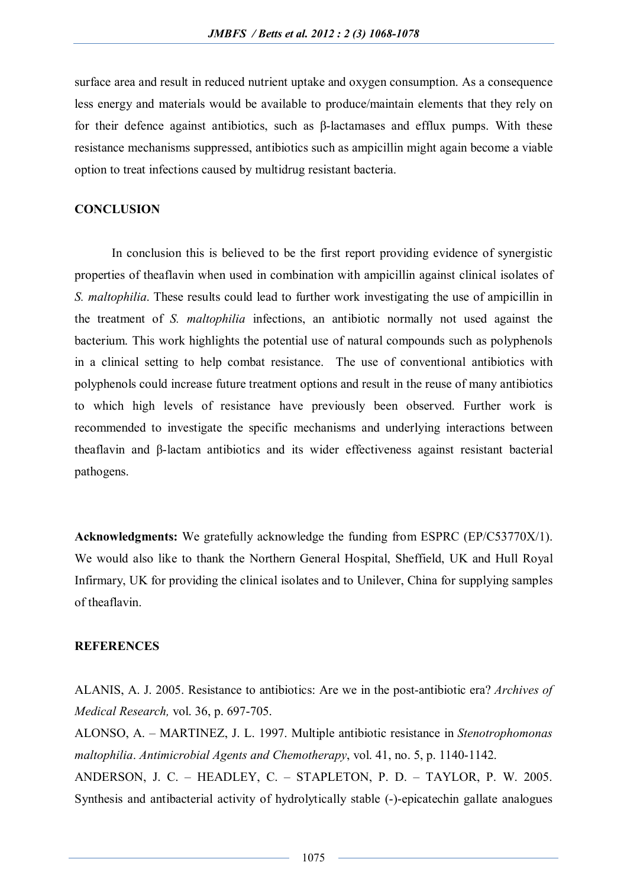surface area and result in reduced nutrient uptake and oxygen consumption. As a consequence less energy and materials would be available to produce/maintain elements that they rely on for their defence against antibiotics, such as β-lactamases and efflux pumps. With these resistance mechanisms suppressed, antibiotics such as ampicillin might again become a viable option to treat infections caused by multidrug resistant bacteria.

## CONCLUSION

In conclusion this is believed to be the first report providing evidence of synergistic properties of theaflavin when used in combination with ampicillin against clinical isolates of *S. maltophilia*. These results could lead to further work investigating the use of ampicillin in the treatment of *S. maltophilia* infections, an antibiotic normally not used against the bacterium. This work highlights the potential use of natural compounds such as polyphenols in a clinical setting to help combat resistance. The use of conventional antibiotics with polyphenols could increase future treatment options and result in the reuse of many antibiotics to which high levels of resistance have previously been observed. Further work is recommended to investigate the specific mechanisms and underlying interactions between theaflavin and β-lactam antibiotics and its wider effectiveness against resistant bacterial pathogens.

**Acknowledgments:** We gratefully acknowledge the funding from ESPRC (EP/C53770X/1). We would also like to thank the Northern General Hospital, Sheffield, UK and Hull Royal Infirmary, UK for providing the clinical isolates and to Unilever, China for supplying samples of theaflavin.

## REFERENCES

ALANIS, A. J. 2005. Resistance to antibiotics: Are we in the post-antibiotic era? *Archives of Medical Research,* vol. 36, p. 697-705.

ALONSO, A. – MARTINEZ, J. L. 1997. Multiple antibiotic resistance in *Stenotrophomonas maltophilia*. *Antimicrobial Agents and Chemotherapy*, vol. 41, no. 5, p. 1140-1142.

ANDERSON, J. C. – HEADLEY, C. – STAPLETON, P. D. – TAYLOR, P. W. 2005. Synthesis and antibacterial activity of hydrolytically stable (-)-epicatechin gallate analogues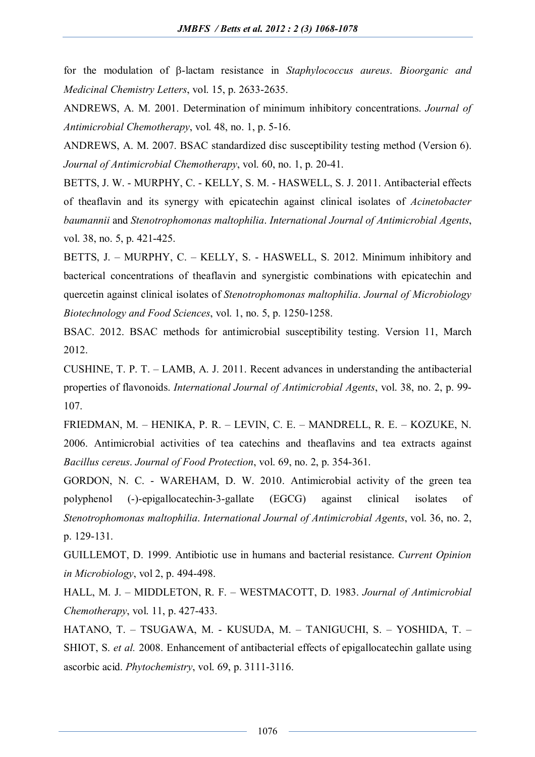for the modulation of β-lactam resistance in *Staphylococcus aureus*. *Bioorganic and Medicinal Chemistry Letters*, vol. 15, p. 2633-2635.

ANDREWS, A. M. 2001. Determination of minimum inhibitory concentrations. *Journal of Antimicrobial Chemotherapy*, vol. 48, no. 1, p. 5-16.

ANDREWS, A. M. 2007. BSAC standardized disc susceptibility testing method (Version 6). *Journal of Antimicrobial Chemotherapy*, vol. 60, no. 1, p. 20-41.

BETTS, J. W. - MURPHY, C. - KELLY, S. M. - HASWELL, S. J. 2011. Antibacterial effects of theaflavin and its synergy with epicatechin against clinical isolates of *Acinetobacter baumannii* and *Stenotrophomonas maltophilia*. *International Journal of Antimicrobial Agents*, vol. 38, no. 5, p. 421-425.

BETTS, J. – MURPHY, C. – KELLY, S. - HASWELL, S. 2012. Minimum inhibitory and bacterical concentrations of theaflavin and synergistic combinations with epicatechin and quercetin against clinical isolates of *Stenotrophomonas maltophilia*. *Journal of Microbiology Biotechnology and Food Sciences*, vol. 1, no. 5, p. 1250-1258.

BSAC. 2012. BSAC methods for antimicrobial susceptibility testing. Version 11, March 2012.

CUSHINE, T. P. T. – LAMB, A. J. 2011. Recent advances in understanding the antibacterial properties of flavonoids. *International Journal of Antimicrobial Agents*, vol. 38, no. 2, p. 99-107.

FRIEDMAN, M. – HENIKA, P. R. – LEVIN, C. E. – MANDRELL, R. E. – KOZUKE, N. 2006. Antimicrobial activities of tea catechins and theaflavins and tea extracts against *Bacillus cereus*. *Journal of Food Protection*, vol. 69, no. 2, p. 354-361.

GORDON, N. C. - WAREHAM, D. W. 2010. Antimicrobial activity of the green tea polyphenol (-)-epigallocatechin-3-gallate (EGCG) against clinical isolates of *Stenotrophomonas maltophilia*. *International Journal of Antimicrobial Agents*, vol. 36, no. 2, p. 129-131.

GUILLEMOT, D. 1999. Antibiotic use in humans and bacterial resistance. *Current Opinion in Microbiology*, vol 2, p. 494-498.

HALL, M. J. – MIDDLETON, R. F. – WESTMACOTT, D. 1983. *Journal of Antimicrobial Chemotherapy*, vol. 11, p. 427-433.

HATANO, T. – TSUGAWA, M. - KUSUDA, M. – TANIGUCHI, S. – YOSHIDA, T. – SHIOT, S. *et al.* 2008. Enhancement of antibacterial effects of epigallocatechin gallate using ascorbic acid. *Phytochemistry*, vol. 69, p. 3111-3116.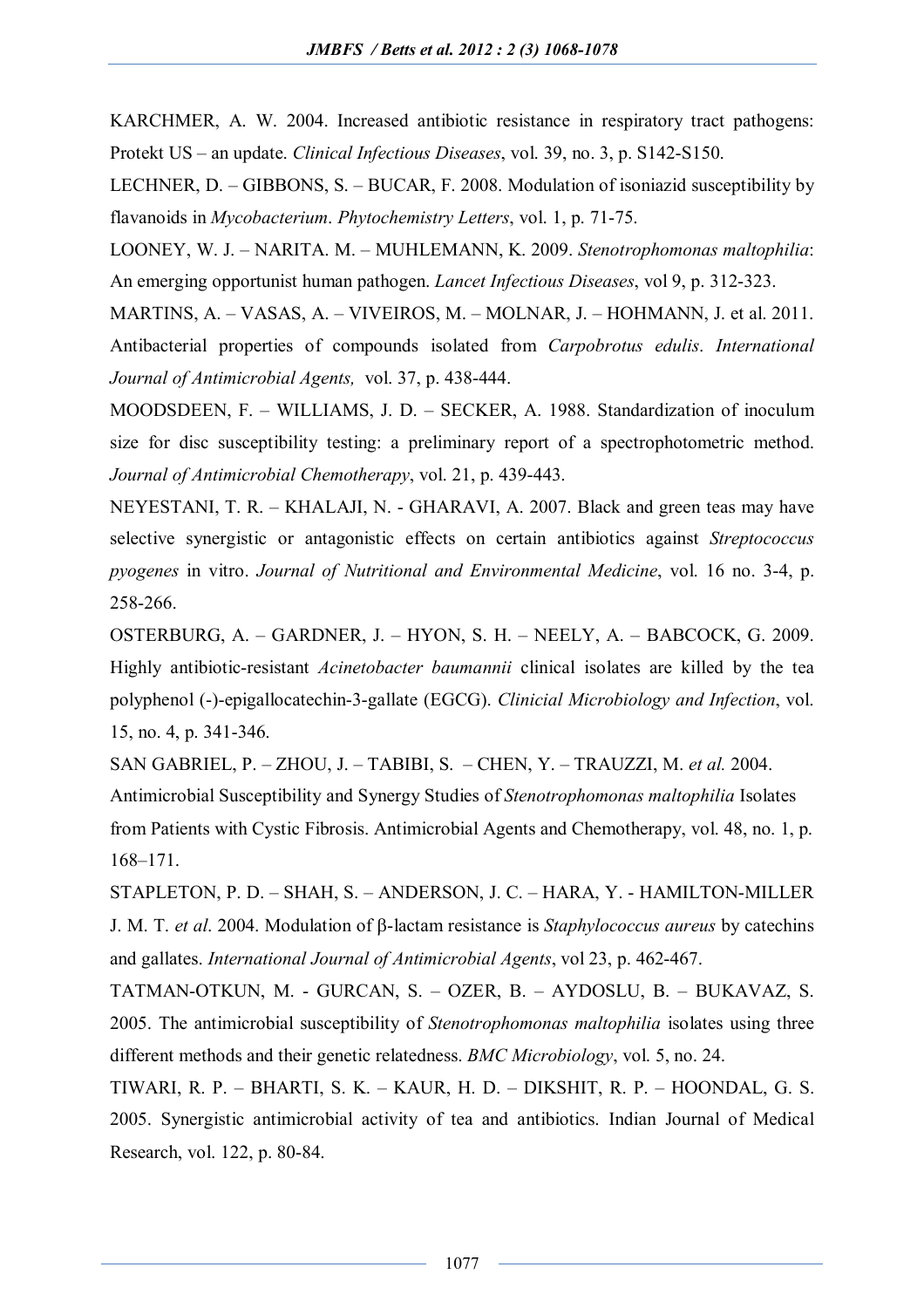KARCHMER, A. W. 2004. Increased antibiotic resistance in respiratory tract pathogens: Protekt US – an update. *Clinical Infectious Diseases*, vol. 39, no. 3, p. S142-S150.

LECHNER, D. – GIBBONS, S. – BUCAR, F. 2008. Modulation of isoniazid susceptibility by flavanoids in *Mycobacterium*. *Phytochemistry Letters*, vol. 1, p. 71-75.

LOONEY, W. J. – NARITA. M. – MUHLEMANN, K. 2009. *Stenotrophomonas maltophilia*: An emerging opportunist human pathogen. *Lancet Infectious Diseases*, vol 9, p. 312-323.

MARTINS, A. – VASAS, A. – VIVEIROS, M. – MOLNAR, J. – HOHMANN, J. et al. 2011. Antibacterial properties of compounds isolated from *Carpobrotus edulis*. *International Journal of Antimicrobial Agents,* vol. 37, p. 438-444.

MOODSDEEN, F. – WILLIAMS, J. D. – SECKER, A. 1988. Standardization of inoculum size for disc susceptibility testing: a preliminary report of a spectrophotometric method. *Journal of Antimicrobial Chemotherapy*, vol. 21, p. 439-443.

NEYESTANI, T. R. – KHALAJI, N. - GHARAVI, A. 2007. Black and green teas may have selective synergistic or antagonistic effects on certain antibiotics against *Streptococcus pyogenes* in vitro. *Journal of Nutritional and Environmental Medicine*, vol. 16 no. 3-4, p. 258-266.

OSTERBURG, A. – GARDNER, J. – HYON, S. H. – NEELY, A. – BABCOCK, G. 2009. Highly antibiotic-resistant *Acinetobacter baumannii* clinical isolates are killed by the tea polyphenol (-)-epigallocatechin-3-gallate (EGCG). *Clinicial Microbiology and Infection*, vol. 15, no. 4, p. 341-346.

SAN GABRIEL, P. – ZHOU, J. – TABIBI, S. – CHEN, Y. – TRAUZZI, M. *et al.* 2004. Antimicrobial Susceptibility and Synergy Studies of *Stenotrophomonas maltophilia* Isolates from Patients with Cystic Fibrosis. Antimicrobial Agents and Chemotherapy, vol. 48, no. 1, p. 168–171.

STAPLETON, P. D. – SHAH, S. – ANDERSON, J. C. – HARA, Y. - HAMILTON-MILLER J. M. T. *et al*. 2004. Modulation of β-lactam resistance is *Staphylococcus aureus* by catechins and gallates. *International Journal of Antimicrobial Agents*, vol 23, p. 462-467.

TATMAN-OTKUN, M. - GURCAN, S. – OZER, B. – AYDOSLU, B. – BUKAVAZ, S. 2005. The antimicrobial susceptibility of *Stenotrophomonas maltophilia* isolates using three different methods and their genetic relatedness. *BMC Microbiology*, vol. 5, no. 24.

TIWARI, R. P. – BHARTI, S. K. – KAUR, H. D. – DIKSHIT, R. P. – HOONDAL, G. S. 2005. Synergistic antimicrobial activity of tea and antibiotics. Indian Journal of Medical Research, vol. 122, p. 80-84.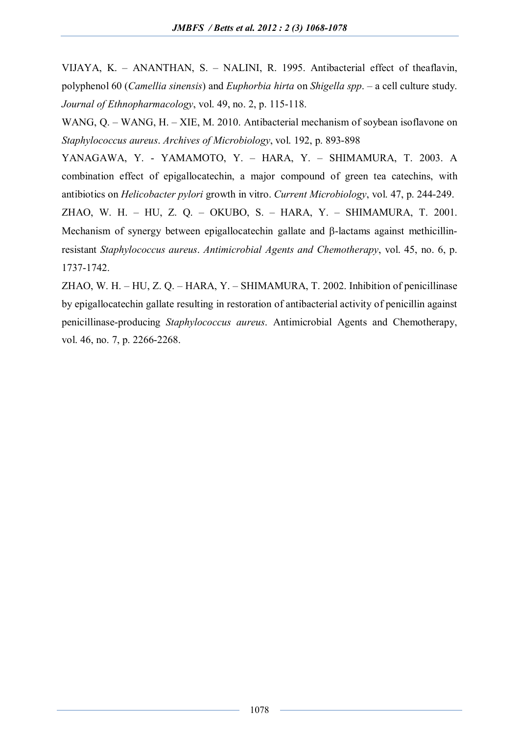VIJAYA, K. – ANANTHAN, S. – NALINI, R. 1995. Antibacterial effect of theaflavin, polyphenol 60 (*Camellia sinensis*) and *Euphorbia hirta* on *Shigella spp*. – a cell culture study. *Journal of Ethnopharmacology*, vol. 49, no. 2, p. 115-118.

WANG, Q. – WANG, H. – XIE, M. 2010. Antibacterial mechanism of soybean isoflavone on *Staphylococcus aureus*. *Archives of Microbiology*, vol. 192, p. 893-898

YANAGAWA, Y. - YAMAMOTO, Y. – HARA, Y. – SHIMAMURA, T. 2003. A combination effect of epigallocatechin, a major compound of green tea catechins, with antibiotics on *Helicobacter pylori* growth in vitro. *Current Microbiology*, vol. 47, p. 244-249.

ZHAO, W. H. – HU, Z. Q. – OKUBO, S. – HARA, Y. – SHIMAMURA, T. 2001. Mechanism of synergy between epigallocatechin gallate and β-lactams against methicillin-resistant *Staphylococcus aureus*. *Antimicrobial Agents and Chemotherapy*, vol. 45, no. 6, p. 1737-1742.

ZHAO, W. H. – HU, Z. Q. – HARA, Y. – SHIMAMURA, T. 2002. Inhibition of penicillinase by epigallocatechin gallate resulting in restoration of antibacterial activity of penicillin against penicillinase-producing *Staphylococcus aureus*. Antimicrobial Agents and Chemotherapy, vol. 46, no. 7, p. 2266-2268.